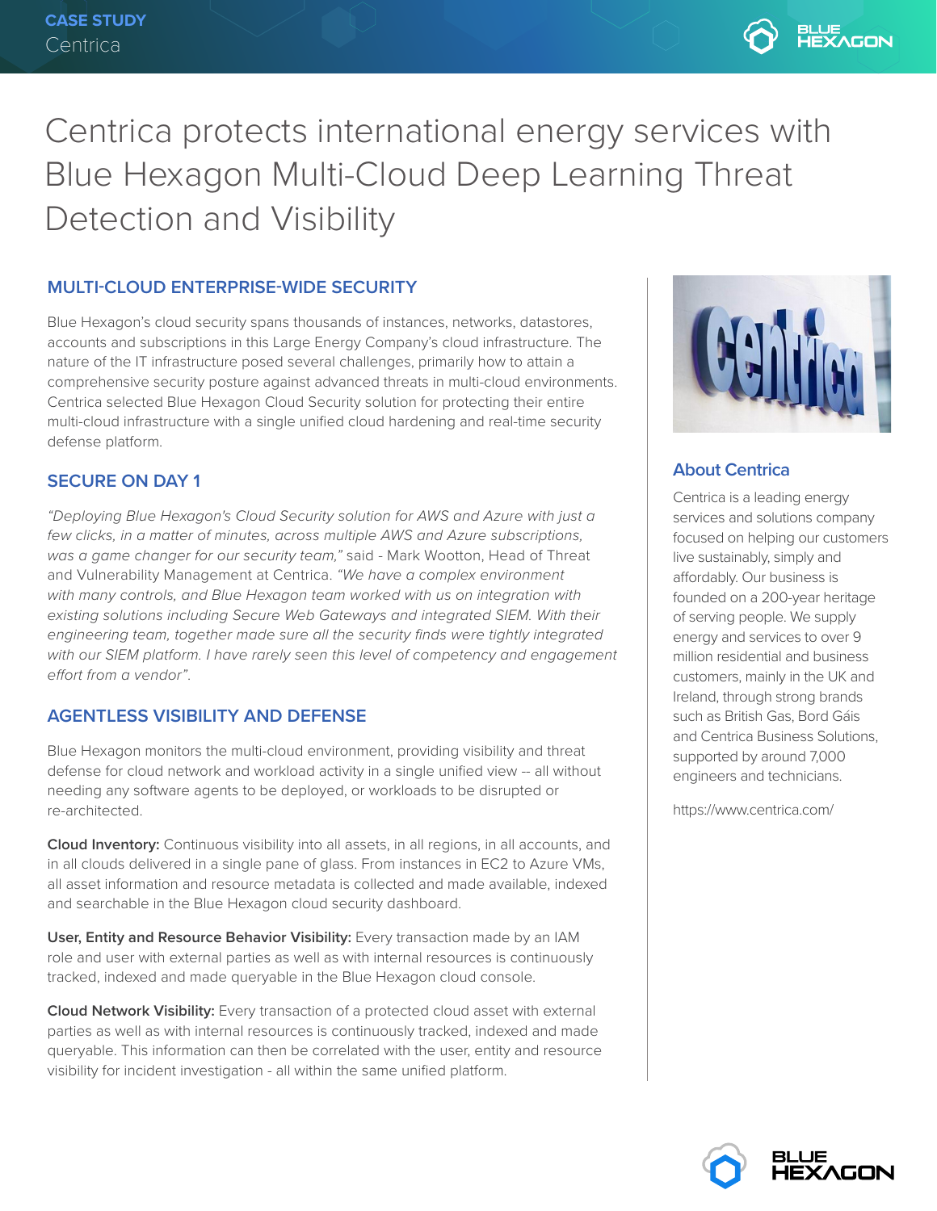CASE STUDY
Centrica

# Centrica protects international energy services with Blue Hexagon Multi-Cloud Deep Learning Threat Detection and Visibility

## MULTI-CLOUD ENTERPRISE-WIDE SECURITY

Blue Hexagon's cloud security spans thousands of instances, networks, datastores, accounts and subscriptions in this Large Energy Company's cloud infrastructure. The nature of the IT infrastructure posed several challenges, primarily how to attain a comprehensive security posture against advanced threats in multi-cloud environments. Centrica selected Blue Hexagon Cloud Security solution for protecting their entire multi-cloud infrastructure with a single unified cloud hardening and real-time security defense platform.

## SECURE ON DAY 1

*"Deploying Blue Hexagon's Cloud Security solution for AWS and Azure with just a few clicks, in a matter of minutes, across multiple AWS and Azure subscriptions, was a game changer for our security team,"* said - Mark Wootton, Head of Threat and Vulnerability Management at Centrica. *"We have a complex environment with many controls, and Blue Hexagon team worked with us on integration with existing solutions including Secure Web Gateways and integrated SIEM. With their engineering team, together made sure all the security finds were tightly integrated with our SIEM platform. I have rarely seen this level of competency and engagement effort from a vendor"*.

## AGENTLESS VISIBILITY AND DEFENSE

Blue Hexagon monitors the multi-cloud environment, providing visibility and threat defense for cloud network and workload activity in a single unified view -- all without needing any software agents to be deployed, or workloads to be disrupted or re-architected.

**Cloud Inventory:** Continuous visibility into all assets, in all regions, in all accounts, and in all clouds delivered in a single pane of glass. From instances in EC2 to Azure VMs, all asset information and resource metadata is collected and made available, indexed and searchable in the Blue Hexagon cloud security dashboard.

**User, Entity and Resource Behavior Visibility:** Every transaction made by an IAM role and user with external parties as well as with internal resources is continuously tracked, indexed and made queryable in the Blue Hexagon cloud console.

**Cloud Network Visibility:** Every transaction of a protected cloud asset with external parties as well as with internal resources is continuously tracked, indexed and made queryable. This information can then be correlated with the user, entity and resource visibility for incident investigation - all within the same unified platform.

## About Centrica

Centrica is a leading energy services and solutions company focused on helping our customers live sustainably, simply and affordably. Our business is founded on a 200-year heritage of serving people. We supply energy and services to over 9 million residential and business customers, mainly in the UK and Ireland, through strong brands such as British Gas, Bord Gáis and Centrica Business Solutions, supported by around 7,000 engineers and technicians.

https://www.centrica.com/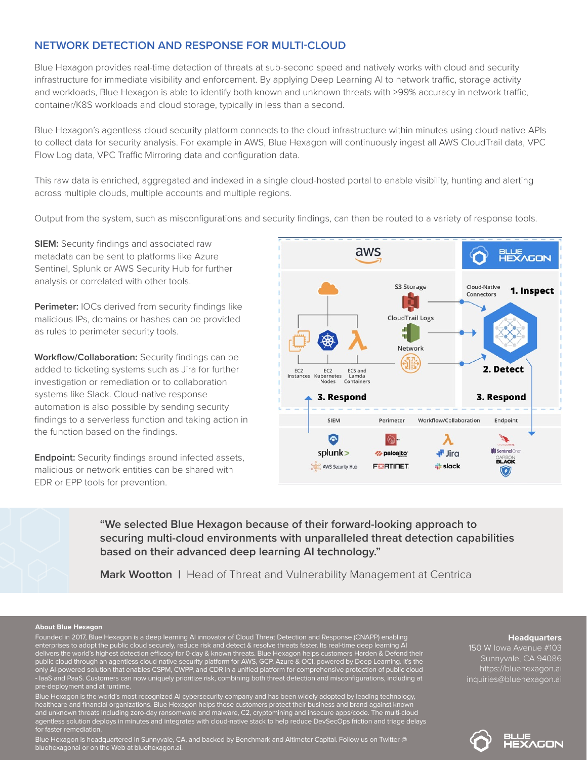## NETWORK DETECTION AND RESPONSE FOR MULTI-CLOUD

Blue Hexagon provides real-time detection of threats at sub-second speed and natively works with cloud and security infrastructure for immediate visibility and enforcement. By applying Deep Learning AI to network traffic, storage activity and workloads, Blue Hexagon is able to identify both known and unknown threats with >99% accuracy in network traffic, container/K8S workloads and cloud storage, typically in less than a second.

Blue Hexagon's agentless cloud security platform connects to the cloud infrastructure within minutes using cloud-native APIs to collect data for security analysis. For example in AWS, Blue Hexagon will continuously ingest all AWS CloudTrail data, VPC Flow Log data, VPC Traffic Mirroring data and configuration data.

This raw data is enriched, aggregated and indexed in a single cloud-hosted portal to enable visibility, hunting and alerting across multiple clouds, multiple accounts and multiple regions.

Output from the system, such as misconfigurations and security findings, can then be routed to a variety of response tools.

**SIEM:** Security findings and associated raw metadata can be sent to platforms like Azure Sentinel, Splunk or AWS Security Hub for further analysis or correlated with other tools.

**Perimeter:** IOCs derived from security findings like malicious IPs, domains or hashes can be provided as rules to perimeter security tools.

**Workflow/Collaboration:** Security findings can be added to ticketing systems such as Jira for further investigation or remediation or to collaboration systems like Slack. Cloud-native response automation is also possible by sending security findings to a serverless function and taking action in the function based on the findings.

**Endpoint:** Security findings around infected assets, malicious or network entities can be shared with EDR or EPP tools for prevention.

aws
BLUE HEXAGON
S3 Storage
CloudTrail Logs
Network
Cloud-Native Connectors
1. Inspect
2. Detect
EC2 Instances
EC2 Kubernetes Nodes
ECS and Lamda Containers
3. Respond
3. Respond
SIEM
Perimeter
Workflow/Collaboration
Endpoint
splunk>
AWS Security Hub
paloalto
FORTINET
Jira
slack
SentinelOne
CARBON BLACK

> **"We selected Blue Hexagon because of their forward-looking approach to securing multi-cloud environments with unparalleled threat detection capabilities based on their advanced deep learning AI technology."**
>
> **Mark Wootton** | Head of Threat and Vulnerability Management at Centrica

**About Blue Hexagon**

Founded in 2017, Blue Hexagon is a deep learning AI innovator of Cloud Threat Detection and Response (CNAPP) enabling enterprises to adopt the public cloud securely, reduce risk and detect & resolve threats faster. Its real-time deep learning AI delivers the world's highest detection efficacy for 0-day & known threats. Blue Hexagon helps customers Harden & Defend their public cloud through an agentless cloud-native security platform for AWS, GCP, Azure & OCI, powered by Deep Learning. It's the only AI-powered solution that enables CSPM, CWPP, and CDR in a unified platform for comprehensive protection of public cloud - IaaS and PaaS. Customers can now uniquely prioritize risk, combining both threat detection and misconfigurations, including at pre-deployment and at runtime.

Blue Hexagon is the world's most recognized AI cybersecurity company and has been widely adopted by leading technology, healthcare and financial organizations. Blue Hexagon helps these customers protect their business and brand against known and unknown threats including zero-day ransomware and malware, C2, cryptomining and insecure apps/code. The multi-cloud agentless solution deploys in minutes and integrates with cloud-native stack to help reduce DevSecOps friction and triage delays for faster remediation.

Blue Hexagon is headquartered in Sunnyvale, CA, and backed by Benchmark and Altimeter Capital. Follow us on Twitter @ bluehexagonai or on the Web at bluehexagon.ai.

**Headquarters**
150 W Iowa Avenue #103
Sunnyvale, CA 94086
https://bluehexagon.ai
inquiries@bluehexagon.ai

BLUE HEXAGON